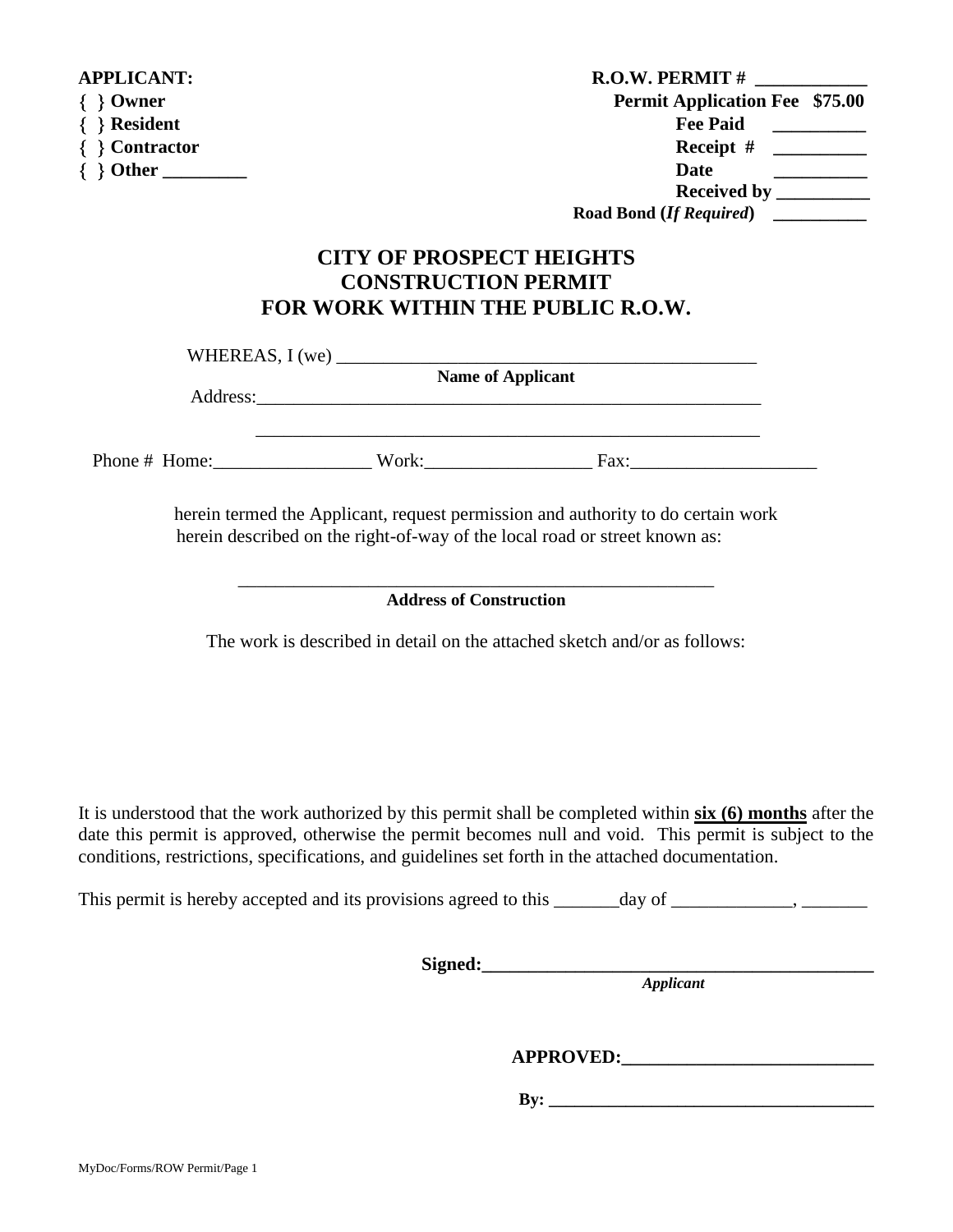**APPLICANT:**
**{ } Owner**
**{ } Resident**
**{ } Contractor**
**{ } Other _________**

**R.O.W. PERMIT # ____________**
**Permit Application Fee $75.00**
**Fee Paid __________**
**Receipt # __________**
**Date __________**
**Received by __________**
**Road Bond (*If Required*) __________**

# CITY OF PROSPECT HEIGHTS
# CONSTRUCTION PERMIT
# FOR WORK WITHIN THE PUBLIC R.O.W.

WHEREAS, I (we) _______________________________________________
**Name of Applicant**

Address:________________________________________________________

________________________________________________________

Phone # Home:_________________ Work:__________________ Fax:____________________

herein termed the Applicant, request permission and authority to do certain work herein described on the right-of-way of the local road or street known as:

_______________________________________________________
**Address of Construction**

The work is described in detail on the attached sketch and/or as follows:

It is understood that the work authorized by this permit shall be completed within **six (6) months** after the date this permit is approved, otherwise the permit becomes null and void. This permit is subject to the conditions, restrictions, specifications, and guidelines set forth in the attached documentation.

This permit is hereby accepted and its provisions agreed to this _______day of _____________, _______

**Signed:___________________________________________**
***Applicant***

**APPROVED:___________________________**

**By: ____________________________________**

MyDoc/Forms/ROW Permit/Page 1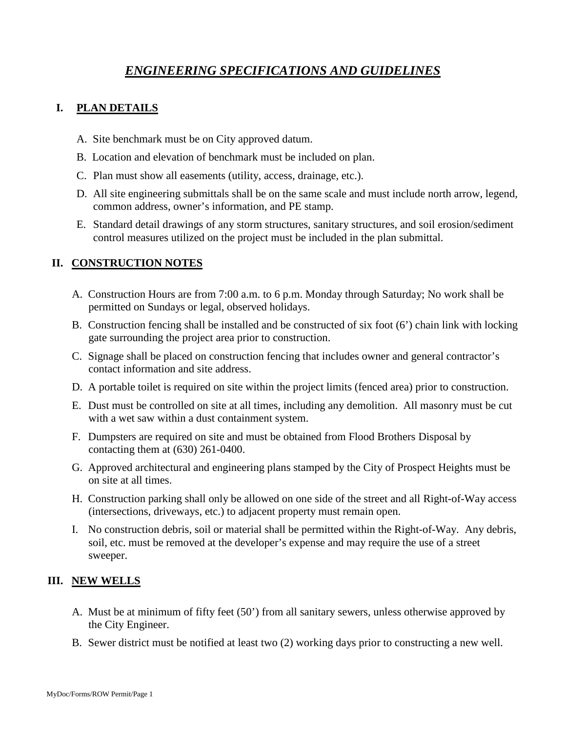# ***ENGINEERING SPECIFICATIONS AND GUIDELINES***

## I. PLAN DETAILS

A. Site benchmark must be on City approved datum.

B. Location and elevation of benchmark must be included on plan.

C. Plan must show all easements (utility, access, drainage, etc.).

D. All site engineering submittals shall be on the same scale and must include north arrow, legend, common address, owner's information, and PE stamp.

E. Standard detail drawings of any storm structures, sanitary structures, and soil erosion/sediment control measures utilized on the project must be included in the plan submittal.

## II. CONSTRUCTION NOTES

A. Construction Hours are from 7:00 a.m. to 6 p.m. Monday through Saturday; No work shall be permitted on Sundays or legal, observed holidays.

B. Construction fencing shall be installed and be constructed of six foot (6') chain link with locking gate surrounding the project area prior to construction.

C. Signage shall be placed on construction fencing that includes owner and general contractor's contact information and site address.

D. A portable toilet is required on site within the project limits (fenced area) prior to construction.

E. Dust must be controlled on site at all times, including any demolition. All masonry must be cut with a wet saw within a dust containment system.

F. Dumpsters are required on site and must be obtained from Flood Brothers Disposal by contacting them at (630) 261-0400.

G. Approved architectural and engineering plans stamped by the City of Prospect Heights must be on site at all times.

H. Construction parking shall only be allowed on one side of the street and all Right-of-Way access (intersections, driveways, etc.) to adjacent property must remain open.

I. No construction debris, soil or material shall be permitted within the Right-of-Way. Any debris, soil, etc. must be removed at the developer's expense and may require the use of a street sweeper.

## III. NEW WELLS

A. Must be at minimum of fifty feet (50') from all sanitary sewers, unless otherwise approved by the City Engineer.

B. Sewer district must be notified at least two (2) working days prior to constructing a new well.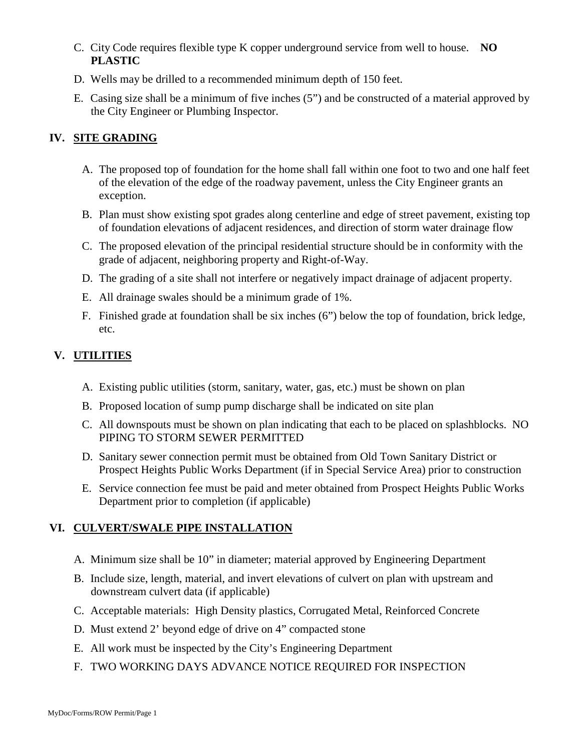C. City Code requires flexible type K copper underground service from well to house. **NO PLASTIC**

D. Wells may be drilled to a recommended minimum depth of 150 feet.

E. Casing size shall be a minimum of five inches (5") and be constructed of a material approved by the City Engineer or Plumbing Inspector.

## IV. SITE GRADING

A. The proposed top of foundation for the home shall fall within one foot to two and one half feet of the elevation of the edge of the roadway pavement, unless the City Engineer grants an exception.

B. Plan must show existing spot grades along centerline and edge of street pavement, existing top of foundation elevations of adjacent residences, and direction of storm water drainage flow

C. The proposed elevation of the principal residential structure should be in conformity with the grade of adjacent, neighboring property and Right-of-Way.

D. The grading of a site shall not interfere or negatively impact drainage of adjacent property.

E. All drainage swales should be a minimum grade of 1%.

F. Finished grade at foundation shall be six inches (6") below the top of foundation, brick ledge, etc.

## V. UTILITIES

A. Existing public utilities (storm, sanitary, water, gas, etc.) must be shown on plan

B. Proposed location of sump pump discharge shall be indicated on site plan

C. All downspouts must be shown on plan indicating that each to be placed on splashblocks. NO PIPING TO STORM SEWER PERMITTED

D. Sanitary sewer connection permit must be obtained from Old Town Sanitary District or Prospect Heights Public Works Department (if in Special Service Area) prior to construction

E. Service connection fee must be paid and meter obtained from Prospect Heights Public Works Department prior to completion (if applicable)

## VI. CULVERT/SWALE PIPE INSTALLATION

A. Minimum size shall be 10" in diameter; material approved by Engineering Department

B. Include size, length, material, and invert elevations of culvert on plan with upstream and downstream culvert data (if applicable)

C. Acceptable materials: High Density plastics, Corrugated Metal, Reinforced Concrete

D. Must extend 2' beyond edge of drive on 4" compacted stone

E. All work must be inspected by the City's Engineering Department

F. TWO WORKING DAYS ADVANCE NOTICE REQUIRED FOR INSPECTION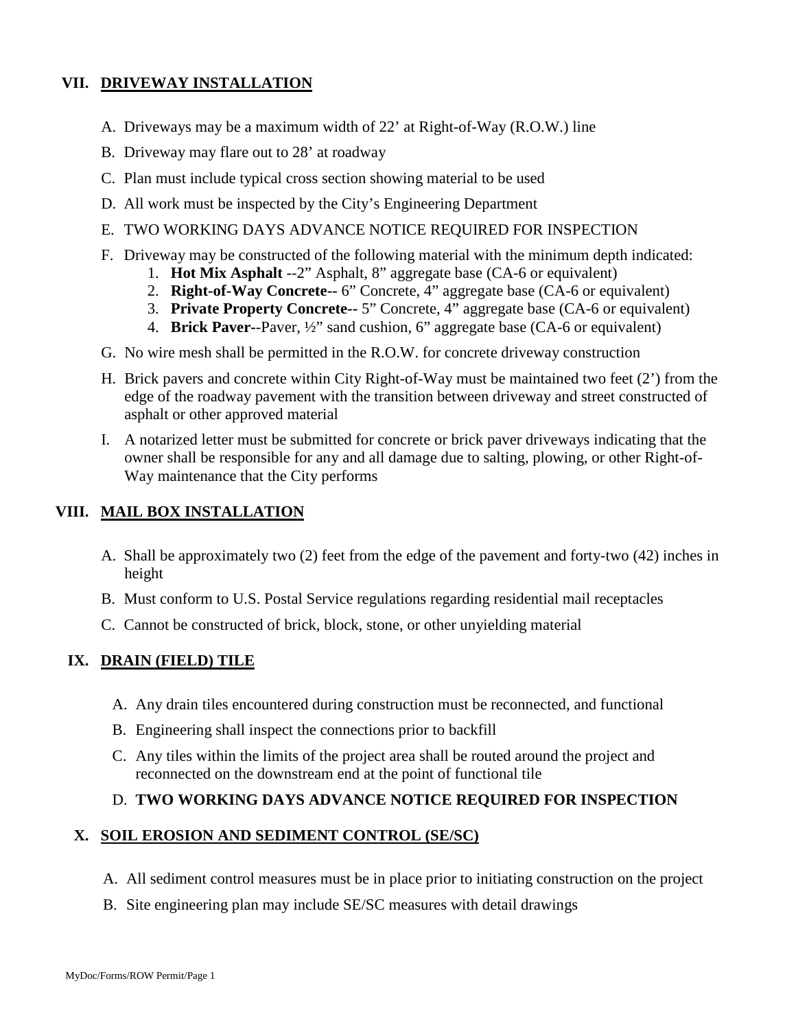## VII. DRIVEWAY INSTALLATION

A. Driveways may be a maximum width of 22' at Right-of-Way (R.O.W.) line

B. Driveway may flare out to 28' at roadway

C. Plan must include typical cross section showing material to be used

D. All work must be inspected by the City's Engineering Department

E. TWO WORKING DAYS ADVANCE NOTICE REQUIRED FOR INSPECTION

F. Driveway may be constructed of the following material with the minimum depth indicated:
   1. **Hot Mix Asphalt** --2" Asphalt, 8" aggregate base (CA-6 or equivalent)
   2. **Right-of-Way Concrete--** 6" Concrete, 4" aggregate base (CA-6 or equivalent)
   3. **Private Property Concrete--** 5" Concrete, 4" aggregate base (CA-6 or equivalent)
   4. **Brick Paver**--Paver, ½" sand cushion, 6" aggregate base (CA-6 or equivalent)

G. No wire mesh shall be permitted in the R.O.W. for concrete driveway construction

H. Brick pavers and concrete within City Right-of-Way must be maintained two feet (2') from the edge of the roadway pavement with the transition between driveway and street constructed of asphalt or other approved material

I. A notarized letter must be submitted for concrete or brick paver driveways indicating that the owner shall be responsible for any and all damage due to salting, plowing, or other Right-of-Way maintenance that the City performs

## VIII. MAIL BOX INSTALLATION

A. Shall be approximately two (2) feet from the edge of the pavement and forty-two (42) inches in height

B. Must conform to U.S. Postal Service regulations regarding residential mail receptacles

C. Cannot be constructed of brick, block, stone, or other unyielding material

## IX. DRAIN (FIELD) TILE

A. Any drain tiles encountered during construction must be reconnected, and functional

B. Engineering shall inspect the connections prior to backfill

C. Any tiles within the limits of the project area shall be routed around the project and reconnected on the downstream end at the point of functional tile

D. **TWO WORKING DAYS ADVANCE NOTICE REQUIRED FOR INSPECTION**

## X. SOIL EROSION AND SEDIMENT CONTROL (SE/SC)

A. All sediment control measures must be in place prior to initiating construction on the project

B. Site engineering plan may include SE/SC measures with detail drawings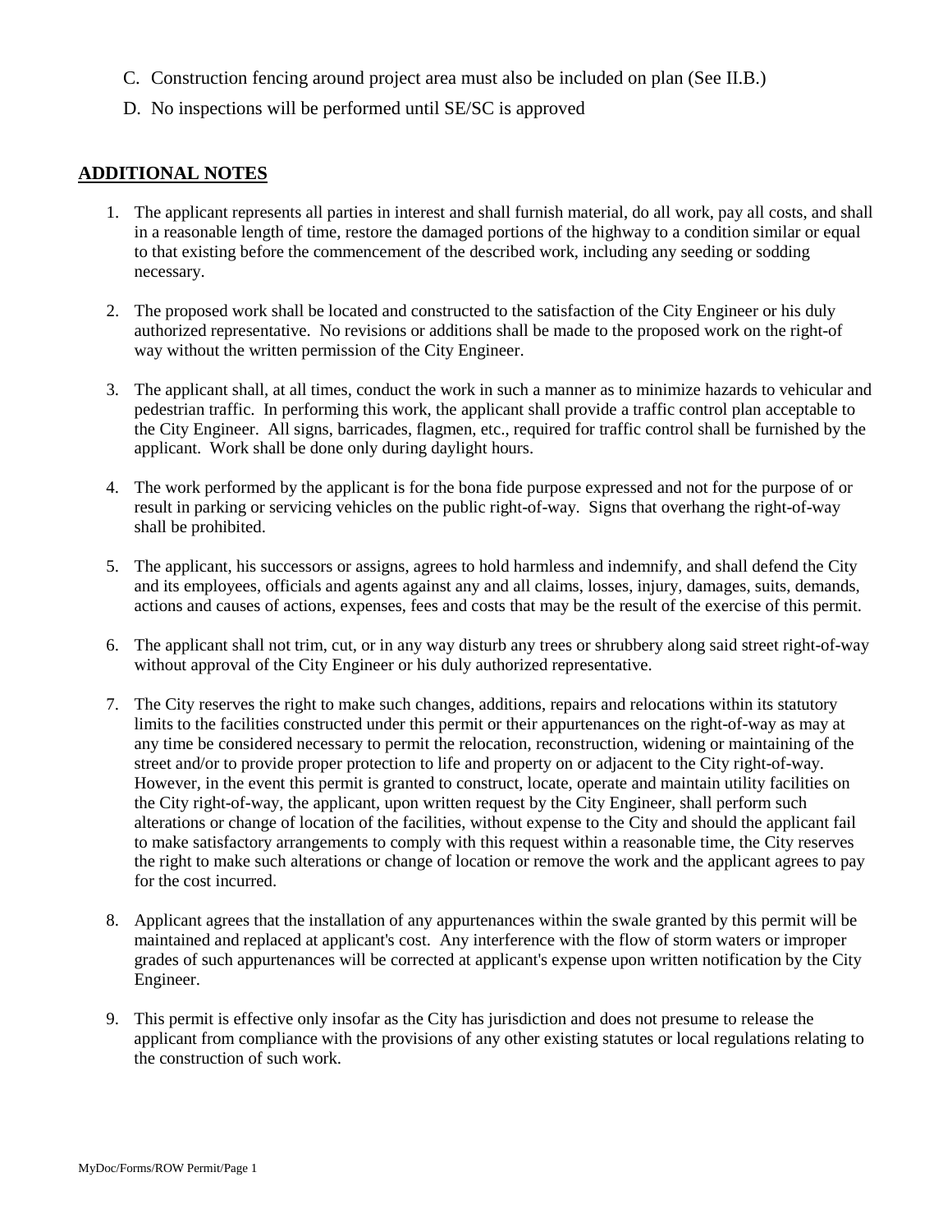C. Construction fencing around project area must also be included on plan (See II.B.)

D. No inspections will be performed until SE/SC is approved

## ADDITIONAL NOTES

1. The applicant represents all parties in interest and shall furnish material, do all work, pay all costs, and shall in a reasonable length of time, restore the damaged portions of the highway to a condition similar or equal to that existing before the commencement of the described work, including any seeding or sodding necessary.

2. The proposed work shall be located and constructed to the satisfaction of the City Engineer or his duly authorized representative. No revisions or additions shall be made to the proposed work on the right-of way without the written permission of the City Engineer.

3. The applicant shall, at all times, conduct the work in such a manner as to minimize hazards to vehicular and pedestrian traffic. In performing this work, the applicant shall provide a traffic control plan acceptable to the City Engineer. All signs, barricades, flagmen, etc., required for traffic control shall be furnished by the applicant. Work shall be done only during daylight hours.

4. The work performed by the applicant is for the bona fide purpose expressed and not for the purpose of or result in parking or servicing vehicles on the public right-of-way. Signs that overhang the right-of-way shall be prohibited.

5. The applicant, his successors or assigns, agrees to hold harmless and indemnify, and shall defend the City and its employees, officials and agents against any and all claims, losses, injury, damages, suits, demands, actions and causes of actions, expenses, fees and costs that may be the result of the exercise of this permit.

6. The applicant shall not trim, cut, or in any way disturb any trees or shrubbery along said street right-of-way without approval of the City Engineer or his duly authorized representative.

7. The City reserves the right to make such changes, additions, repairs and relocations within its statutory limits to the facilities constructed under this permit or their appurtenances on the right-of-way as may at any time be considered necessary to permit the relocation, reconstruction, widening or maintaining of the street and/or to provide proper protection to life and property on or adjacent to the City right-of-way. However, in the event this permit is granted to construct, locate, operate and maintain utility facilities on the City right-of-way, the applicant, upon written request by the City Engineer, shall perform such alterations or change of location of the facilities, without expense to the City and should the applicant fail to make satisfactory arrangements to comply with this request within a reasonable time, the City reserves the right to make such alterations or change of location or remove the work and the applicant agrees to pay for the cost incurred.

8. Applicant agrees that the installation of any appurtenances within the swale granted by this permit will be maintained and replaced at applicant's cost. Any interference with the flow of storm waters or improper grades of such appurtenances will be corrected at applicant's expense upon written notification by the City Engineer.

9. This permit is effective only insofar as the City has jurisdiction and does not presume to release the applicant from compliance with the provisions of any other existing statutes or local regulations relating to the construction of such work.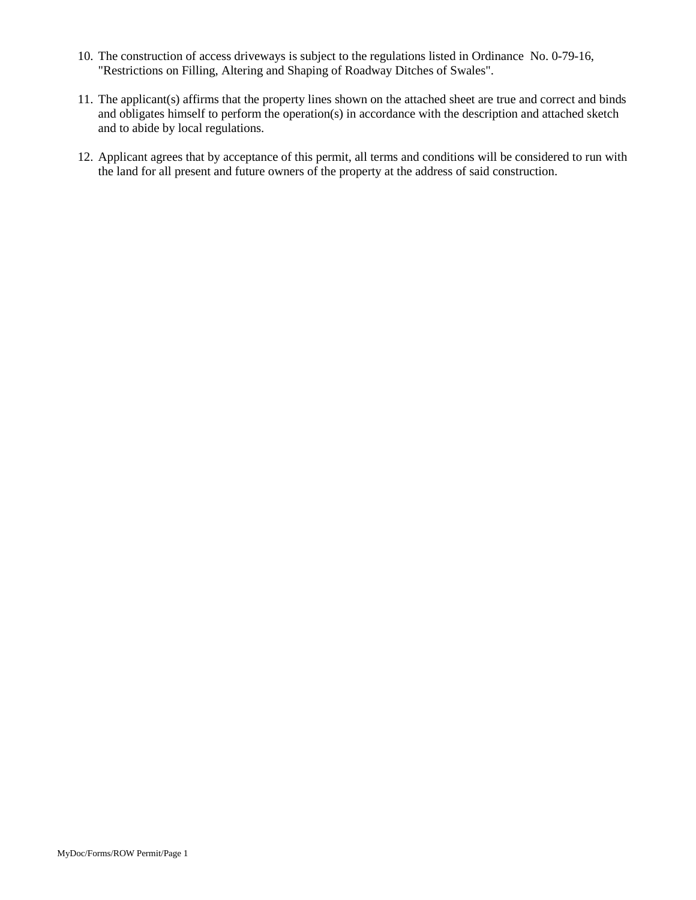10. The construction of access driveways is subject to the regulations listed in Ordinance No. 0-79-16, "Restrictions on Filling, Altering and Shaping of Roadway Ditches of Swales".

11. The applicant(s) affirms that the property lines shown on the attached sheet are true and correct and binds and obligates himself to perform the operation(s) in accordance with the description and attached sketch and to abide by local regulations.

12. Applicant agrees that by acceptance of this permit, all terms and conditions will be considered to run with the land for all present and future owners of the property at the address of said construction.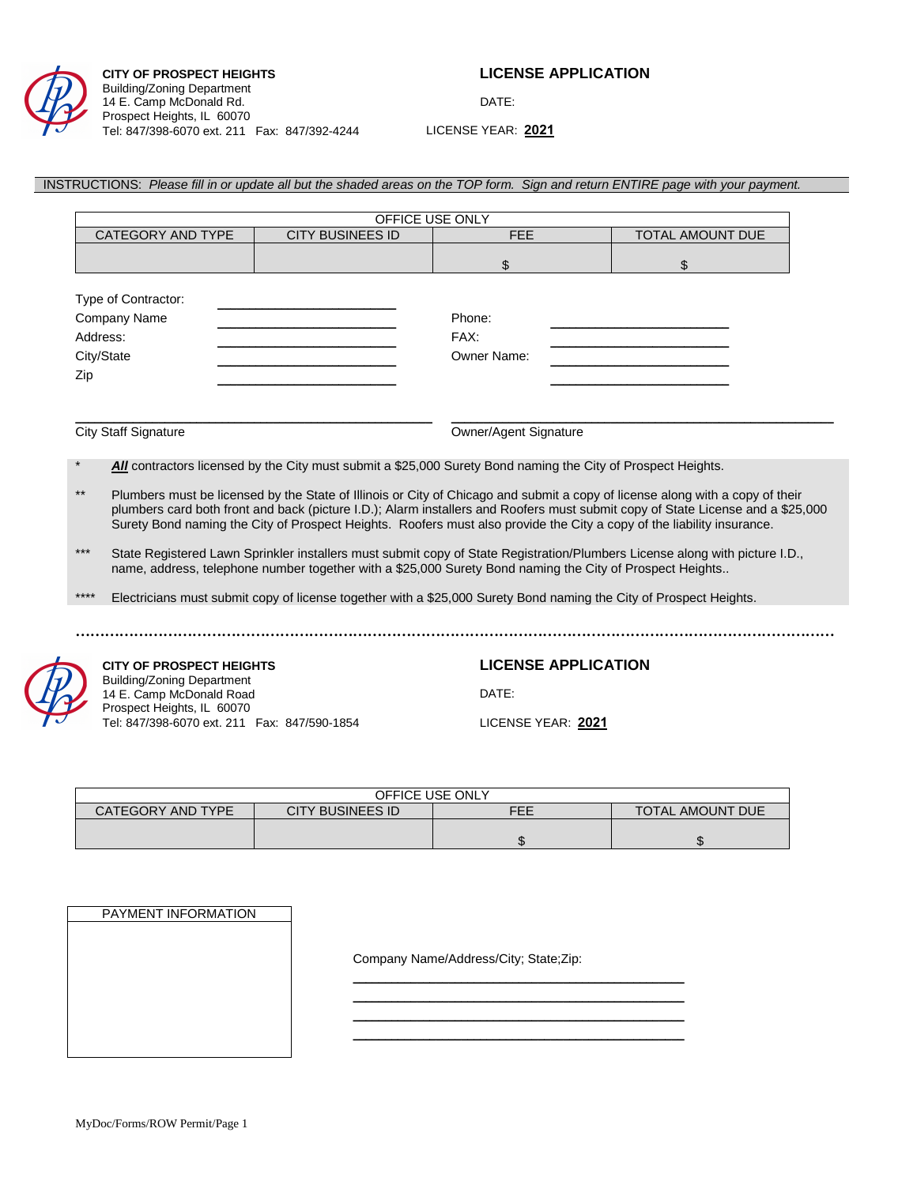**CITY OF PROSPECT HEIGHTS**
Building/Zoning Department
14 E. Camp McDonald Rd.
Prospect Heights, IL 60070
Tel: 847/398-6070 ext. 211 Fax: 847/392-4244

## LICENSE APPLICATION

DATE:

LICENSE YEAR: **2021**

INSTRUCTIONS: *Please fill in or update all but the shaded areas on the TOP form. Sign and return ENTIRE page with your payment.*

| OFFICE USE ONLY | | | |
|---|---|---|---|
| CATEGORY AND TYPE | CITY BUSINEES ID | FEE | TOTAL AMOUNT DUE |
| | | $ | $ |

Type of Contractor: ____________________

Company Name ____________________ Phone: ____________________

Address: ____________________ FAX: ____________________

City/State ____________________ Owner Name: ____________________

Zip ____________________ ____________________

________________________________________ ________________________________________

City Staff Signature Owner/Agent Signature

\* ***All*** contractors licensed by the City must submit a $25,000 Surety Bond naming the City of Prospect Heights.

\*\* Plumbers must be licensed by the State of Illinois or City of Chicago and submit a copy of license along with a copy of their plumbers card both front and back (picture I.D.); Alarm installers and Roofers must submit copy of State License and a $25,000 Surety Bond naming the City of Prospect Heights. Roofers must also provide the City a copy of the liability insurance.

\*\*\* State Registered Lawn Sprinkler installers must submit copy of State Registration/Plumbers License along with picture I.D., name, address, telephone number together with a $25,000 Surety Bond naming the City of Prospect Heights..

\*\*\*\* Electricians must submit copy of license together with a $25,000 Surety Bond naming the City of Prospect Heights.

.................................................................................................................................................

**CITY OF PROSPECT HEIGHTS**
Building/Zoning Department
14 E. Camp McDonald Road
Prospect Heights, IL 60070
Tel: 847/398-6070 ext. 211 Fax: 847/590-1854

## LICENSE APPLICATION

DATE:

LICENSE YEAR: **2021**

| OFFICE USE ONLY | | | |
|---|---|---|---|
| CATEGORY AND TYPE | CITY BUSINEES ID | FEE | TOTAL AMOUNT DUE |
| | | $ | $ |

| PAYMENT INFORMATION |
|---|
| |

Company Name/Address/City; State;Zip:

________________________________________

________________________________________

________________________________________

________________________________________

MyDoc/Forms/ROW Permit/Page 1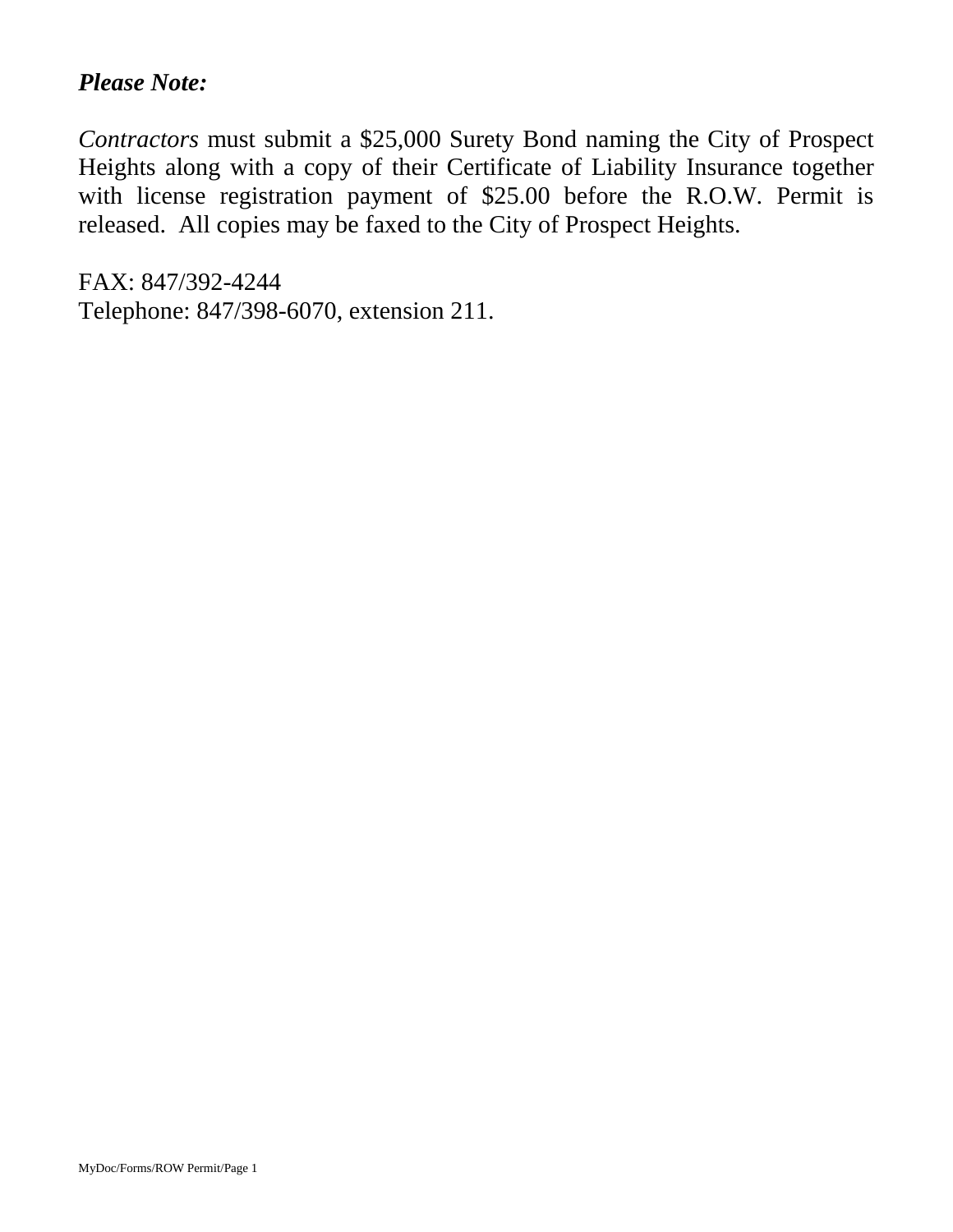***Please Note:***

*Contractors* must submit a $25,000 Surety Bond naming the City of Prospect Heights along with a copy of their Certificate of Liability Insurance together with license registration payment of $25.00 before the R.O.W. Permit is released. All copies may be faxed to the City of Prospect Heights.

FAX: 847/392-4244
Telephone: 847/398-6070, extension 211.